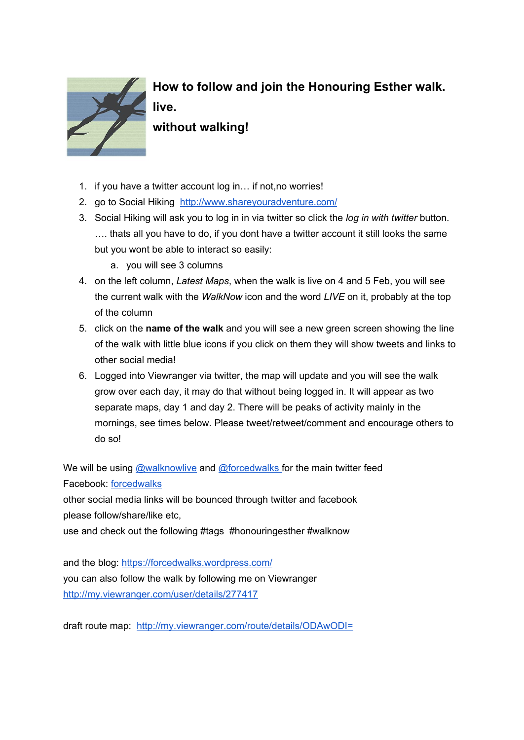# How to follow and join the Honouring Esther walk. live. without walking!

1. if you have a twitter account log in… if not,no worries!
2. go to Social Hiking http://www.shareyouradventure.com/
3. Social Hiking will ask you to log in via twitter so click the *log in with twitter* button. …. thats all you have to do, if you dont have a twitter account it still looks the same but you wont be able to interact so easily:
   a. you will see 3 columns
4. on the left column, *Latest Maps*, when the walk is live on 4 and 5 Feb, you will see the current walk with the *WalkNow* icon and the word *LIVE* on it, probably at the top of the column
5. click on the **name of the walk** and you will see a new green screen showing the line of the walk with little blue icons if you click on them they will show tweets and links to other social media!
6. Logged into Viewranger via twitter, the map will update and you will see the walk grow over each day, it may do that without being logged in. It will appear as two separate maps, day 1 and day 2. There will be peaks of activity mainly in the mornings, see times below. Please tweet/retweet/comment and encourage others to do so!

We will be using @walknowlive and @forcedwalks for the main twitter feed
Facebook: forcedwalks
other social media links will be bounced through twitter and facebook
please follow/share/like etc,
use and check out the following #tags #honouringesther #walknow

and the blog: https://forcedwalks.wordpress.com/
you can also follow the walk by following me on Viewranger
http://my.viewranger.com/user/details/277417

draft route map: http://my.viewranger.com/route/details/ODAwODI=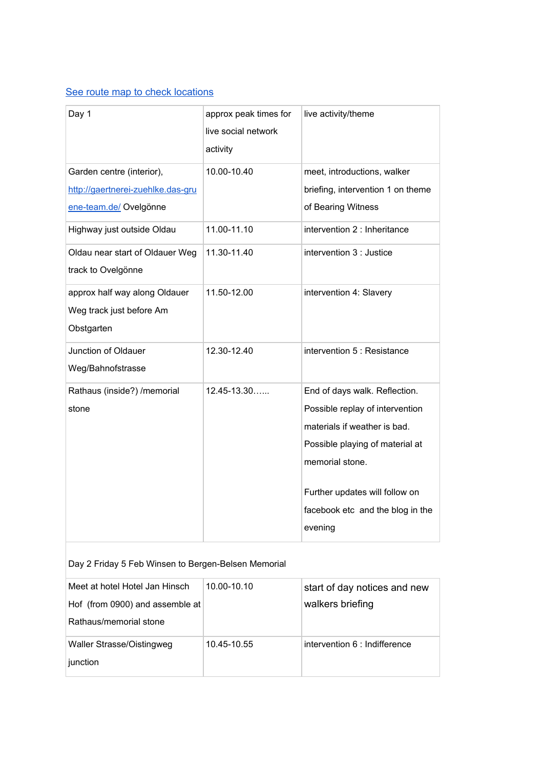[See route map to check locations]

| Day 1 | approx peak times for live social network activity | live activity/theme |
|---|---|---|
| Garden centre (interior), http://gaertnerei-zuehlke.das-grune-team.de/ Ovelgönne | 10.00-10.40 | meet, introductions, walker briefing, intervention 1 on theme of Bearing Witness |
| Highway just outside Oldau | 11.00-11.10 | intervention 2 : Inheritance |
| Oldau near start of Oldauer Weg track to Ovelgönne | 11.30-11.40 | intervention 3 : Justice |
| approx half way along Oldauer Weg track just before Am Obstgarten | 11.50-12.00 | intervention 4: Slavery |
| Junction of Oldauer Weg/Bahnofstrasse | 12.30-12.40 | intervention 5 : Resistance |
| Rathaus (inside?) /memorial stone | 12.45-13.30…... | End of days walk. Reflection. Possible replay of intervention materials if weather is bad. Possible playing of material at memorial stone.<br><br>Further updates will follow on facebook etc and the blog in the evening |
| Day 2 Friday 5 Feb Winsen to Bergen-Belsen Memorial | | |
| Meet at hotel Hotel Jan Hinsch Hof (from 0900) and assemble at Rathaus/memorial stone | 10.00-10.10 | start of day notices and new walkers briefing |
| Waller Strasse/Oistingweg junction | 10.45-10.55 | intervention 6 : Indifference |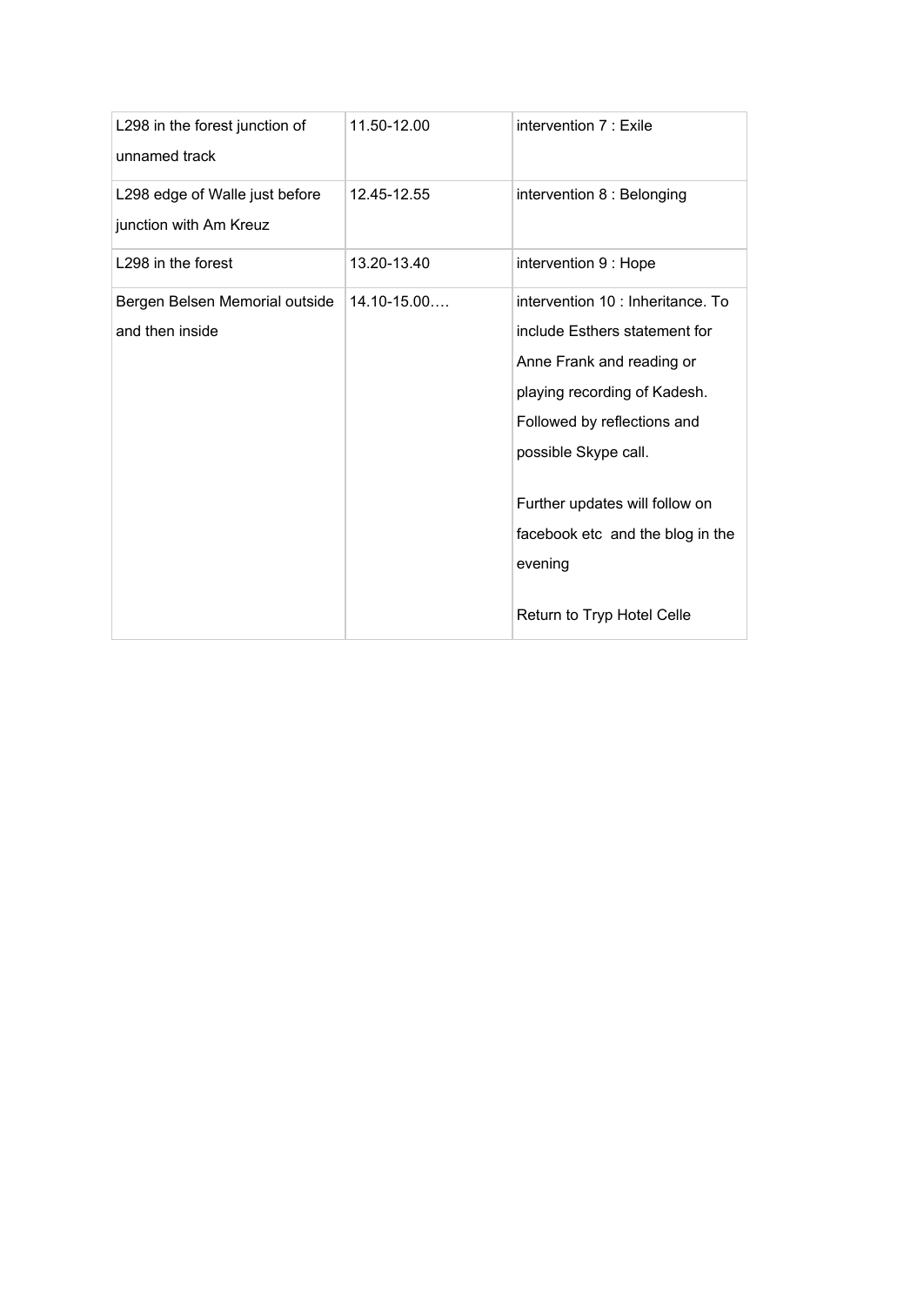| | | |
|---|---|---|
| L298 in the forest junction of unnamed track | 11.50-12.00 | intervention 7 : Exile |
| L298 edge of Walle just before junction with Am Kreuz | 12.45-12.55 | intervention 8 : Belonging |
| L298 in the forest | 13.20-13.40 | intervention 9 : Hope |
| Bergen Belsen Memorial outside and then inside | 14.10-15.00…. | intervention 10 : Inheritance. To include Esthers statement for Anne Frank and reading or playing recording of Kadesh. Followed by reflections and possible Skype call.<br><br>Further updates will follow on facebook etc  and the blog in the evening<br><br>Return to Tryp Hotel Celle |